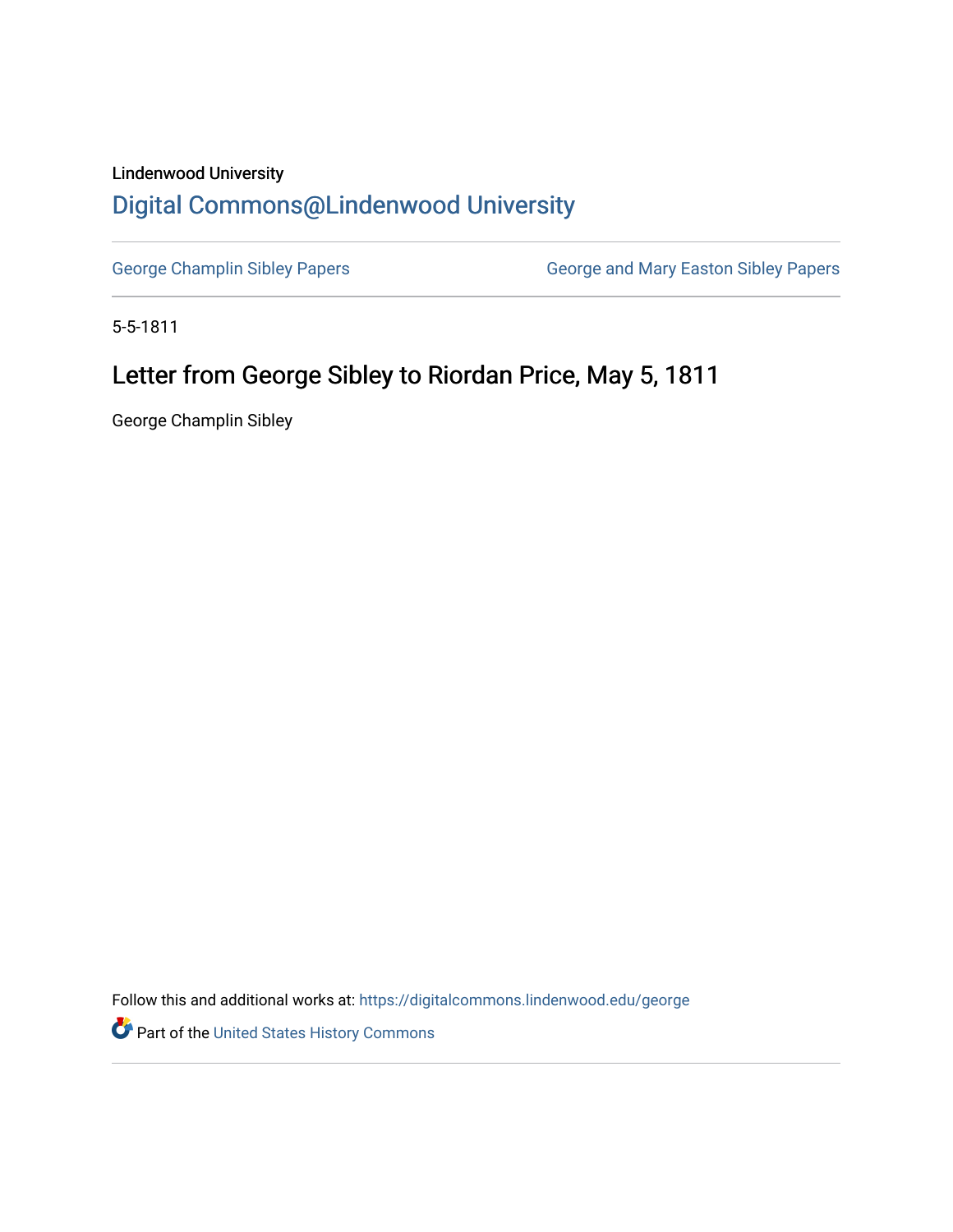Lindenwood University

# Digital Commons@Lindenwood University

George Champlin Sibley Papers

George and Mary Easton Sibley Papers

5-5-1811

## Letter from George Sibley to Riordan Price, May 5, 1811

George Champlin Sibley

Follow this and additional works at: https://digitalcommons.lindenwood.edu/george

Part of the United States History Commons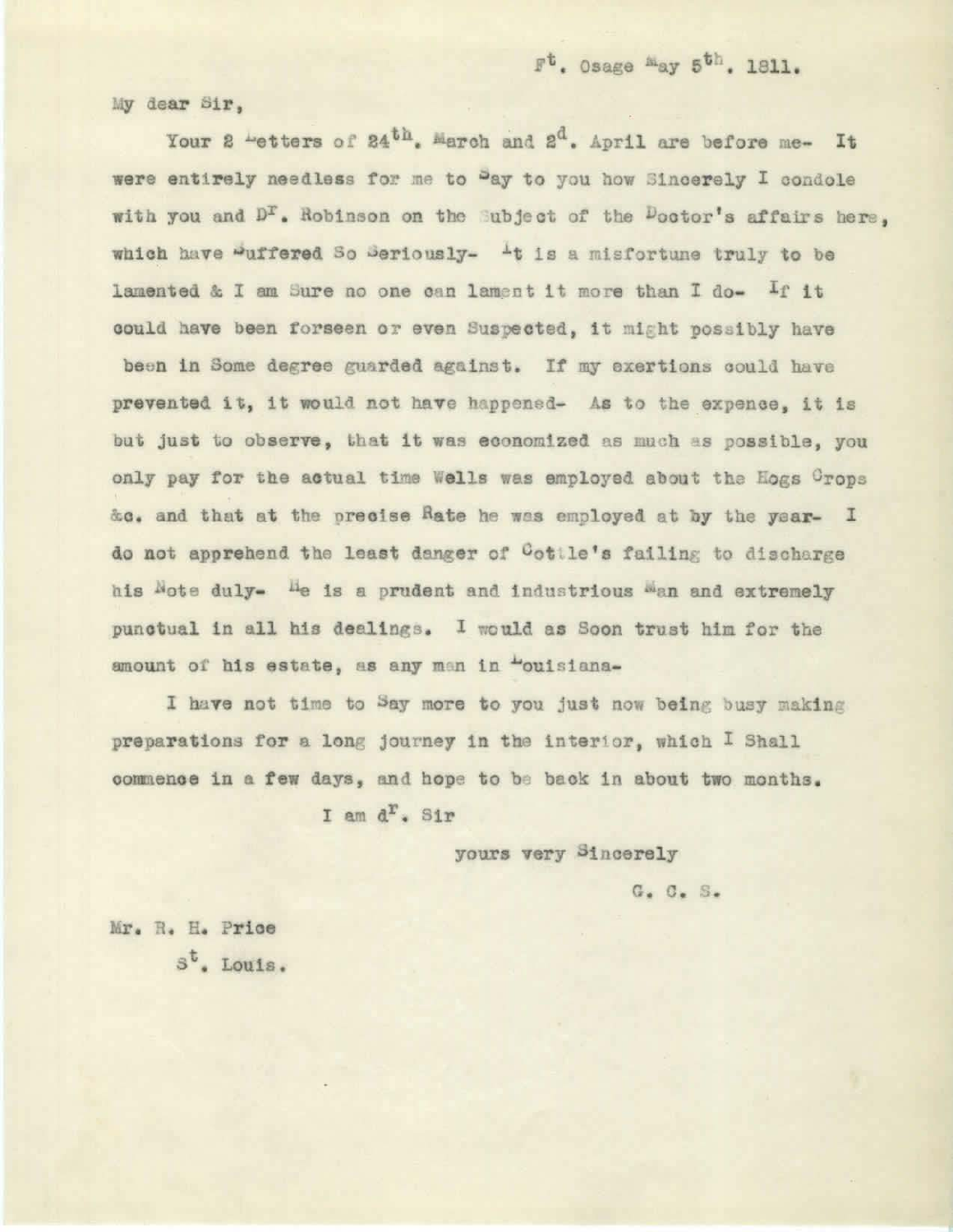Ft. Osage May 5th. 1811.

My dear Sir,

Your 2 Letters of 24th. March and 2d. April are before me- It were entirely needless for me to Say to you how Sincerely I condole with you and Dr. Robinson on the Subject of the Doctor's affairs here, which have Suffered So Seriously- It is a misfortune truly to be lamented & I am Sure no one can lament it more than I do- If it could have been forseen or even Suspected, it might possibly have been in Some degree guarded against. If my exertions could have prevented it, it would not have happened- As to the expence, it is but just to observe, that it was economized as much as possible, you only pay for the actual time Wells was employed about the Hogs Crops &c. and that at the precise Rate he was employed at by the year- I do not apprehend the least danger of Cottle's failing to discharge his Note duly- He is a prudent and industrious Man and extremely punctual in all his dealings. I would as Soon trust him for the amount of his estate, as any man in Louisiana-

I have not time to Say more to you just now being busy making preparations for a long journey in the interior, which I Shall commence in a few days, and hope to be back in about two months.

I am dr. Sir

yours very Sincerely

G. C. S.

Mr. R. H. Price

St. Louis.